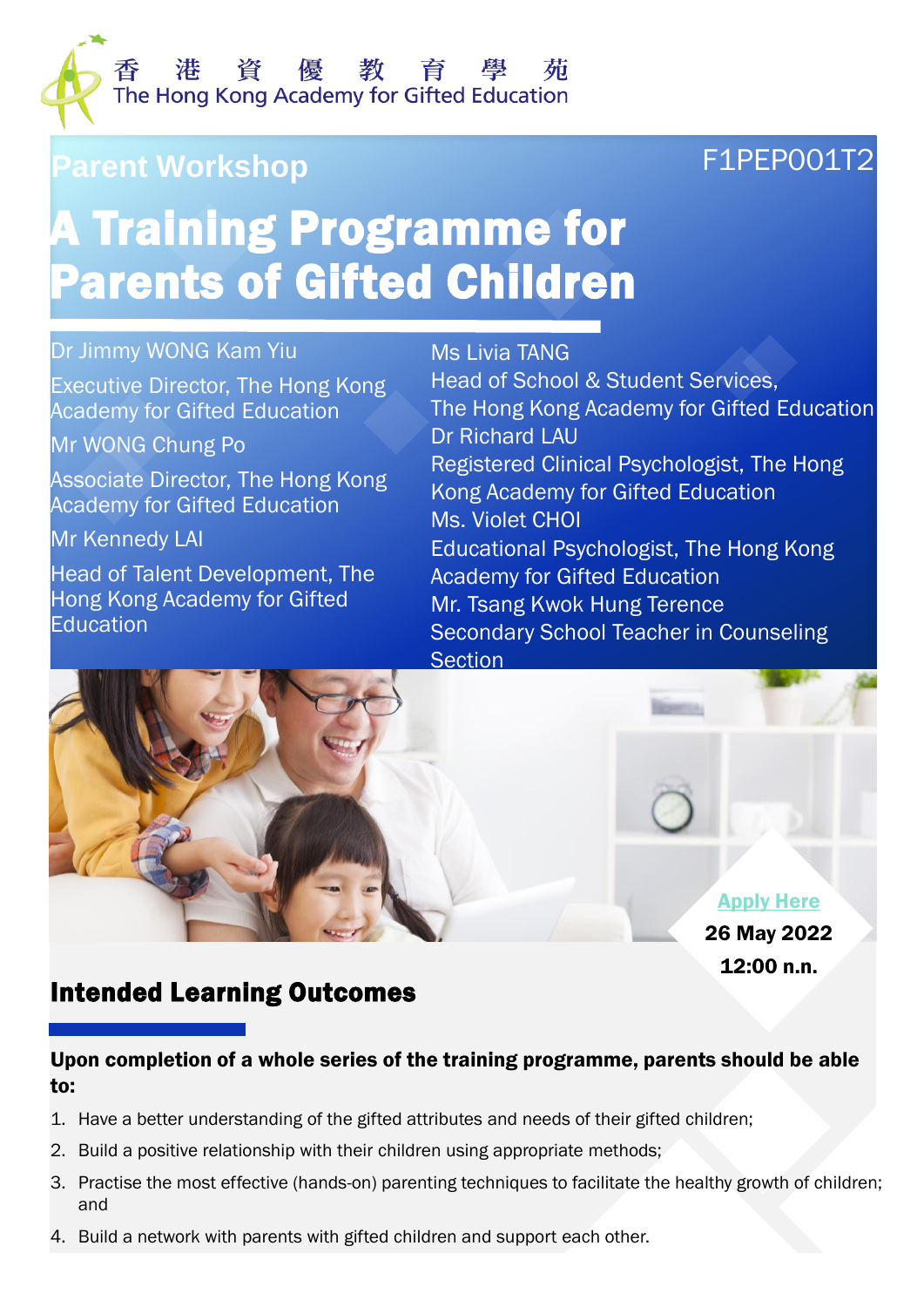香 港 資 優 教 育 學 苑
The Hong Kong Academy for Gifted Education

Parent Workshop

F1PEP001T2

# A Training Programme for Parents of Gifted Children

Dr Jimmy WONG Kam Yiu
Executive Director, The Hong Kong Academy for Gifted Education

Mr WONG Chung Po
Associate Director, The Hong Kong Academy for Gifted Education

Mr Kennedy LAI
Head of Talent Development, The Hong Kong Academy for Gifted Education

Ms Livia TANG
Head of School & Student Services, The Hong Kong Academy for Gifted Education

Dr Richard LAU
Registered Clinical Psychologist, The Hong Kong Academy for Gifted Education

Ms. Violet CHOI
Educational Psychologist, The Hong Kong Academy for Gifted Education

Mr. Tsang Kwok Hung Terence
Secondary School Teacher in Counseling Section

Apply Here
**26 May 2022**
**12:00 n.n.**

## Intended Learning Outcomes

**Upon completion of a whole series of the training programme, parents should be able to:**

1. Have a better understanding of the gifted attributes and needs of their gifted children;
2. Build a positive relationship with their children using appropriate methods;
3. Practise the most effective (hands-on) parenting techniques to facilitate the healthy growth of children; and
4. Build a network with parents with gifted children and support each other.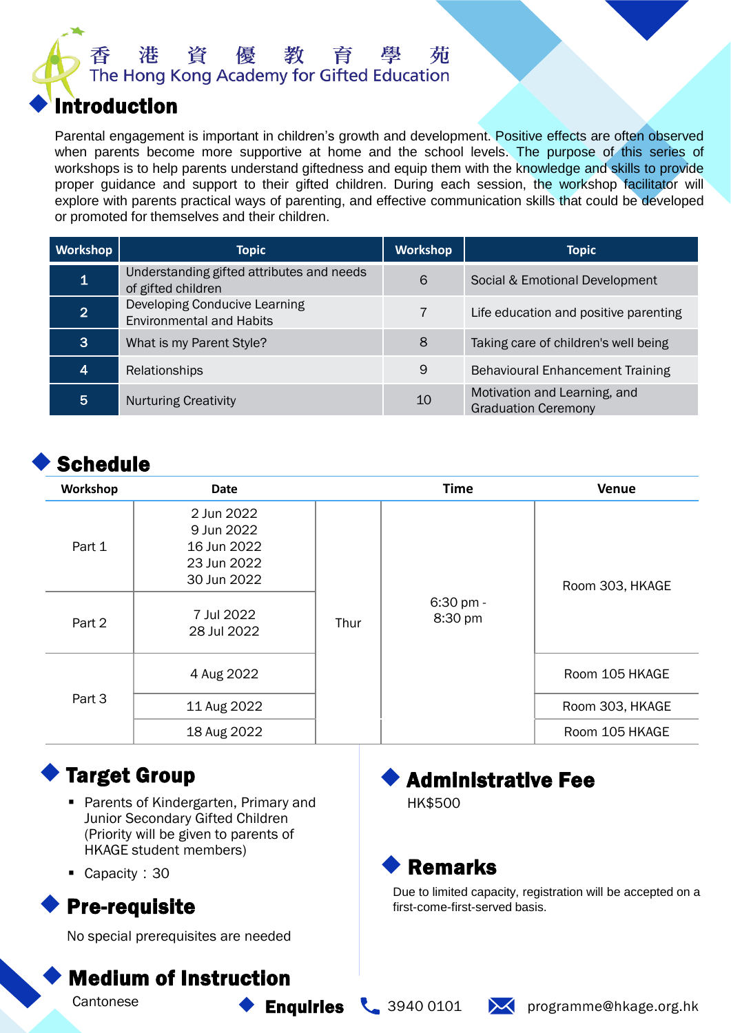香　港　資　優　教　育　學　苑
The Hong Kong Academy for Gifted Education

## Introduction

Parental engagement is important in children's growth and development. Positive effects are often observed when parents become more supportive at home and the school levels. The purpose of this series of workshops is to help parents understand giftedness and equip them with the knowledge and skills to provide proper guidance and support to their gifted children. During each session, the workshop facilitator will explore with parents practical ways of parenting, and effective communication skills that could be developed or promoted for themselves and their children.

| Workshop | Topic | Workshop | Topic |
|---|---|---|---|
| 1 | Understanding gifted attributes and needs of gifted children | 6 | Social & Emotional Development |
| 2 | Developing Conducive Learning Environmental and Habits | 7 | Life education and positive parenting |
| 3 | What is my Parent Style? | 8 | Taking care of children's well being |
| 4 | Relationships | 9 | Behavioural Enhancement Training |
| 5 | Nurturing Creativity | 10 | Motivation and Learning, and Graduation Ceremony |

## Schedule

| Workshop | Date | | Time | Venue |
|---|---|---|---|---|
| Part 1 | 2 Jun 2022<br>9 Jun 2022<br>16 Jun 2022<br>23 Jun 2022<br>30 Jun 2022 | Thur | 6:30 pm - 8:30 pm | Room 303, HKAGE |
| Part 2 | 7 Jul 2022<br>28 Jul 2022 | Thur | 6:30 pm - 8:30 pm | Room 303, HKAGE |
| Part 3 | 4 Aug 2022 | Thur | 6:30 pm - 8:30 pm | Room 105 HKAGE |
| | 11 Aug 2022 | Thur | 6:30 pm - 8:30 pm | Room 303, HKAGE |
| | 18 Aug 2022 | Thur | 6:30 pm - 8:30 pm | Room 105 HKAGE |

## Target Group

- Parents of Kindergarten, Primary and Junior Secondary Gifted Children (Priority will be given to parents of HKAGE student members)
- Capacity：30

## Pre-requisite

No special prerequisites are needed

## Medium of Instruction

Cantonese

## Administrative Fee

HK$500

## Remarks

Due to limited capacity, registration will be accepted on a first-come-first-served basis.

## Enquiries

3940 0101　programme@hkage.org.hk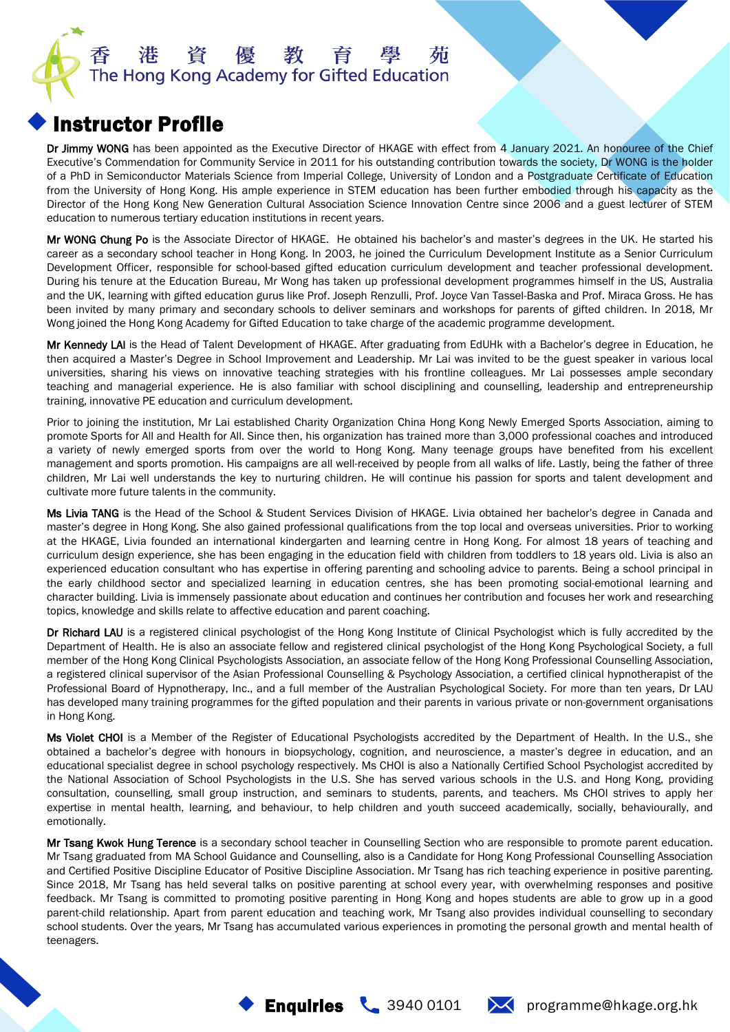香 港 資 優 教 育 學 苑
The Hong Kong Academy for Gifted Education

# Instructor Profile

**Dr Jimmy WONG** has been appointed as the Executive Director of HKAGE with effect from 4 January 2021. An honouree of the Chief Executive's Commendation for Community Service in 2011 for his outstanding contribution towards the society, Dr WONG is the holder of a PhD in Semiconductor Materials Science from Imperial College, University of London and a Postgraduate Certificate of Education from the University of Hong Kong. His ample experience in STEM education has been further embodied through his capacity as the Director of the Hong Kong New Generation Cultural Association Science Innovation Centre since 2006 and a guest lecturer of STEM education to numerous tertiary education institutions in recent years.

**Mr WONG Chung Po** is the Associate Director of HKAGE. He obtained his bachelor's and master's degrees in the UK. He started his career as a secondary school teacher in Hong Kong. In 2003, he joined the Curriculum Development Institute as a Senior Curriculum Development Officer, responsible for school-based gifted education curriculum development and teacher professional development. During his tenure at the Education Bureau, Mr Wong has taken up professional development programmes himself in the US, Australia and the UK, learning with gifted education gurus like Prof. Joseph Renzulli, Prof. Joyce Van Tassel-Baska and Prof. Miraca Gross. He has been invited by many primary and secondary schools to deliver seminars and workshops for parents of gifted children. In 2018, Mr Wong joined the Hong Kong Academy for Gifted Education to take charge of the academic programme development.

**Mr Kennedy LAI** is the Head of Talent Development of HKAGE. After graduating from EdUHk with a Bachelor's degree in Education, he then acquired a Master's Degree in School Improvement and Leadership. Mr Lai was invited to be the guest speaker in various local universities, sharing his views on innovative teaching strategies with his frontline colleagues. Mr Lai possesses ample secondary teaching and managerial experience. He is also familiar with school disciplining and counselling, leadership and entrepreneurship training, innovative PE education and curriculum development.

Prior to joining the institution, Mr Lai established Charity Organization China Hong Kong Newly Emerged Sports Association, aiming to promote Sports for All and Health for All. Since then, his organization has trained more than 3,000 professional coaches and introduced a variety of newly emerged sports from over the world to Hong Kong. Many teenage groups have benefited from his excellent management and sports promotion. His campaigns are all well-received by people from all walks of life. Lastly, being the father of three children, Mr Lai well understands the key to nurturing children. He will continue his passion for sports and talent development and cultivate more future talents in the community.

**Ms Livia TANG** is the Head of the School & Student Services Division of HKAGE. Livia obtained her bachelor's degree in Canada and master's degree in Hong Kong. She also gained professional qualifications from the top local and overseas universities. Prior to working at the HKAGE, Livia founded an international kindergarten and learning centre in Hong Kong. For almost 18 years of teaching and curriculum design experience, she has been engaging in the education field with children from toddlers to 18 years old. Livia is also an experienced education consultant who has expertise in offering parenting and schooling advice to parents. Being a school principal in the early childhood sector and specialized learning in education centres, she has been promoting social-emotional learning and character building. Livia is immensely passionate about education and continues her contribution and focuses her work and researching topics, knowledge and skills relate to affective education and parent coaching.

**Dr Richard LAU** is a registered clinical psychologist of the Hong Kong Institute of Clinical Psychologist which is fully accredited by the Department of Health. He is also an associate fellow and registered clinical psychologist of the Hong Kong Psychological Society, a full member of the Hong Kong Clinical Psychologists Association, an associate fellow of the Hong Kong Professional Counselling Association, a registered clinical supervisor of the Asian Professional Counselling & Psychology Association, a certified clinical hypnotherapist of the Professional Board of Hypnotherapy, Inc., and a full member of the Australian Psychological Society. For more than ten years, Dr LAU has developed many training programmes for the gifted population and their parents in various private or non-government organisations in Hong Kong.

**Ms Violet CHOI** is a Member of the Register of Educational Psychologists accredited by the Department of Health. In the U.S., she obtained a bachelor's degree with honours in biopsychology, cognition, and neuroscience, a master's degree in education, and an educational specialist degree in school psychology respectively. Ms CHOI is also a Nationally Certified School Psychologist accredited by the National Association of School Psychologists in the U.S. She has served various schools in the U.S. and Hong Kong, providing consultation, counselling, small group instruction, and seminars to students, parents, and teachers. Ms CHOI strives to apply her expertise in mental health, learning, and behaviour, to help children and youth succeed academically, socially, behaviourally, and emotionally.

**Mr Tsang Kwok Hung Terence** is a secondary school teacher in Counselling Section who are responsible to promote parent education. Mr Tsang graduated from MA School Guidance and Counselling, also is a Candidate for Hong Kong Professional Counselling Association and Certified Positive Discipline Educator of Positive Discipline Association. Mr Tsang has rich teaching experience in positive parenting. Since 2018, Mr Tsang has held several talks on positive parenting at school every year, with overwhelming responses and positive feedback. Mr Tsang is committed to promoting positive parenting in Hong Kong and hopes students are able to grow up in a good parent-child relationship. Apart from parent education and teaching work, Mr Tsang also provides individual counselling to secondary school students. Over the years, Mr Tsang has accumulated various experiences in promoting the personal growth and mental health of teenagers.

**Enquiries** 3940 0101 programme@hkage.org.hk